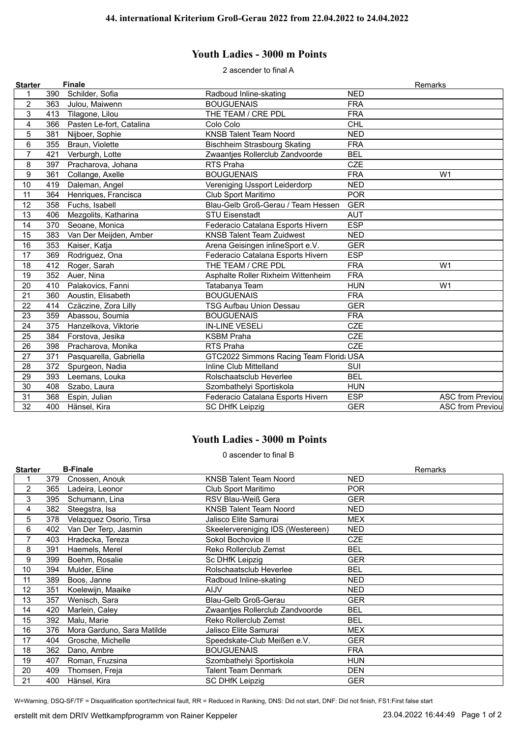# 44. international Kriterium Groß-Gerau 2022 from 22.04.2022 to 24.04.2022

## Youth Ladies - 3000 m Points

2 ascender to final A

| Starter | | Finale | | | Remarks |
|---|---|---|---|---|---|
| 1 | 390 | Schilder, Sofia | Radboud Inline-skating | NED | |
| 2 | 363 | Julou, Maiwenn | BOUGUENAIS | FRA | |
| 3 | 413 | Tilagone, Lilou | THE TEAM / CRE PDL | FRA | |
| 4 | 366 | Pasten Le-fort, Catalina | Colo Colo | CHL | |
| 5 | 381 | Nijboer, Sophie | KNSB Talent Team Noord | NED | |
| 6 | 355 | Braun, Violette | Bischheim Strasbourg Skating | FRA | |
| 7 | 421 | Verburgh, Lotte | Zwaantjes Rollerclub Zandvoorde | BEL | |
| 8 | 397 | Pracharova, Johana | RTS Praha | CZE | |
| 9 | 361 | Collange, Axelle | BOUGUENAIS | FRA | W1 |
| 10 | 419 | Daleman, Angel | Vereniging IJssport Leiderdorp | NED | |
| 11 | 364 | Henriques, Francisca | Club Sport Maritimo | POR | |
| 12 | 358 | Fuchs, Isabell | Blau-Gelb Groß-Gerau / Team Hessen | GER | |
| 13 | 406 | Mezgolits, Katharina | STU Eisenstadt | AUT | |
| 14 | 370 | Seoane, Monica | Federacio Catalana Esports Hivern | ESP | |
| 15 | 383 | Van Der Meijden, Amber | KNSB Talent Team Zuidwest | NED | |
| 16 | 353 | Kaiser, Katja | Arena Geisingen inlineSport e.V. | GER | |
| 17 | 369 | Rodriguez, Ona | Federacio Catalana Esports Hivern | ESP | |
| 18 | 412 | Roger, Sarah | THE TEAM / CRE PDL | FRA | W1 |
| 19 | 352 | Auer, Nina | Asphalte Roller Rixheim Wittenheim | FRA | |
| 20 | 410 | Palakovics, Fanni | Tatabanya Team | HUN | W1 |
| 21 | 360 | Aoustin, Elisabeth | BOUGUENAIS | FRA | |
| 22 | 414 | Czäczine, Zora Lilly | TSG Aufbau Union Dessau | GER | |
| 23 | 359 | Abassou, Soumia | BOUGUENAIS | FRA | |
| 24 | 375 | Hanzelkova, Viktorie | IN-LINE VESELi | CZE | |
| 25 | 384 | Forstova, Jesika | KSBM Praha | CZE | |
| 26 | 398 | Pracharova, Monika | RTS Praha | CZE | |
| 27 | 371 | Pasquarella, Gabriella | GTC2022 Simmons Racing Team Florid | USA | |
| 28 | 372 | Spurgeon, Nadia | Inline Club Mittelland | SUI | |
| 29 | 393 | Leemans, Louka | Rolschaatsclub Heverlee | BEL | |
| 30 | 408 | Szabo, Laura | Szombathelyi Sportiskola | HUN | |
| 31 | 368 | Espin, Julian | Federacio Catalana Esports Hivern | ESP | ASC from Previou |
| 32 | 400 | Hänsel, Kira | SC DHfK Leipzig | GER | ASC from Previou |

## Youth Ladies - 3000 m Points

0 ascender to final B

| Starter | | B-Finale | | | Remarks |
|---|---|---|---|---|---|
| 1 | 379 | Cnossen, Anouk | KNSB Talent Team Noord | NED | |
| 2 | 365 | Ladeira, Leonor | Club Sport Maritimo | POR | |
| 3 | 395 | Schumann, Lina | RSV Blau-Weiß Gera | GER | |
| 4 | 382 | Steegstra, Isa | KNSB Talent Team Noord | NED | |
| 5 | 378 | Velazquez Osorio, Tirsa | Jalisco Elite Samurai | MEX | |
| 6 | 402 | Van Der Terp, Jasmin | Skeelervereniging IDS (Westereen) | NED | |
| 7 | 403 | Hradecka, Tereza | Sokol Bochovice II | CZE | |
| 8 | 391 | Haemels, Merel | Reko Rollerclub Zemst | BEL | |
| 9 | 399 | Boehm, Rosalie | Sc DHfK Leipzig | GER | |
| 10 | 394 | Mulder, Eline | Rolschaatsclub Heverlee | BEL | |
| 11 | 389 | Boos, Janne | Radboud Inline-skating | NED | |
| 12 | 351 | Koelewijn, Maaike | AIJV | NED | |
| 13 | 357 | Wenisch, Sara | Blau-Gelb Groß-Gerau | GER | |
| 14 | 420 | Marlein, Caley | Zwaantjes Rollerclub Zandvoorde | BEL | |
| 15 | 392 | Malu, Marie | Reko Rollerclub Zemst | BEL | |
| 16 | 376 | Mora Garduno, Sara Matilde | Jalisco Elite Samurai | MEX | |
| 17 | 404 | Grosche, Michelle | Speedskate-Club Meißen e.V. | GER | |
| 18 | 362 | Dano, Ambre | BOUGUENAIS | FRA | |
| 19 | 407 | Roman, Fruzsina | Szombathelyi Sportiskola | HUN | |
| 20 | 409 | Thomsen, Freja | Talent Team Denmark | DEN | |
| 21 | 400 | Hänsel, Kira | SC DHfK Leipzig | GER | |

W=Warning, DSQ-SF/TF = Disqualification sport/technical fault, RR = Reduced in Ranking, DNS: Did not start, DNF: Did not finish, FS1:First false start

erstellt mit dem DRIV Wettkampfprogramm von Rainer Keppeler 23.04.2022 16:44:49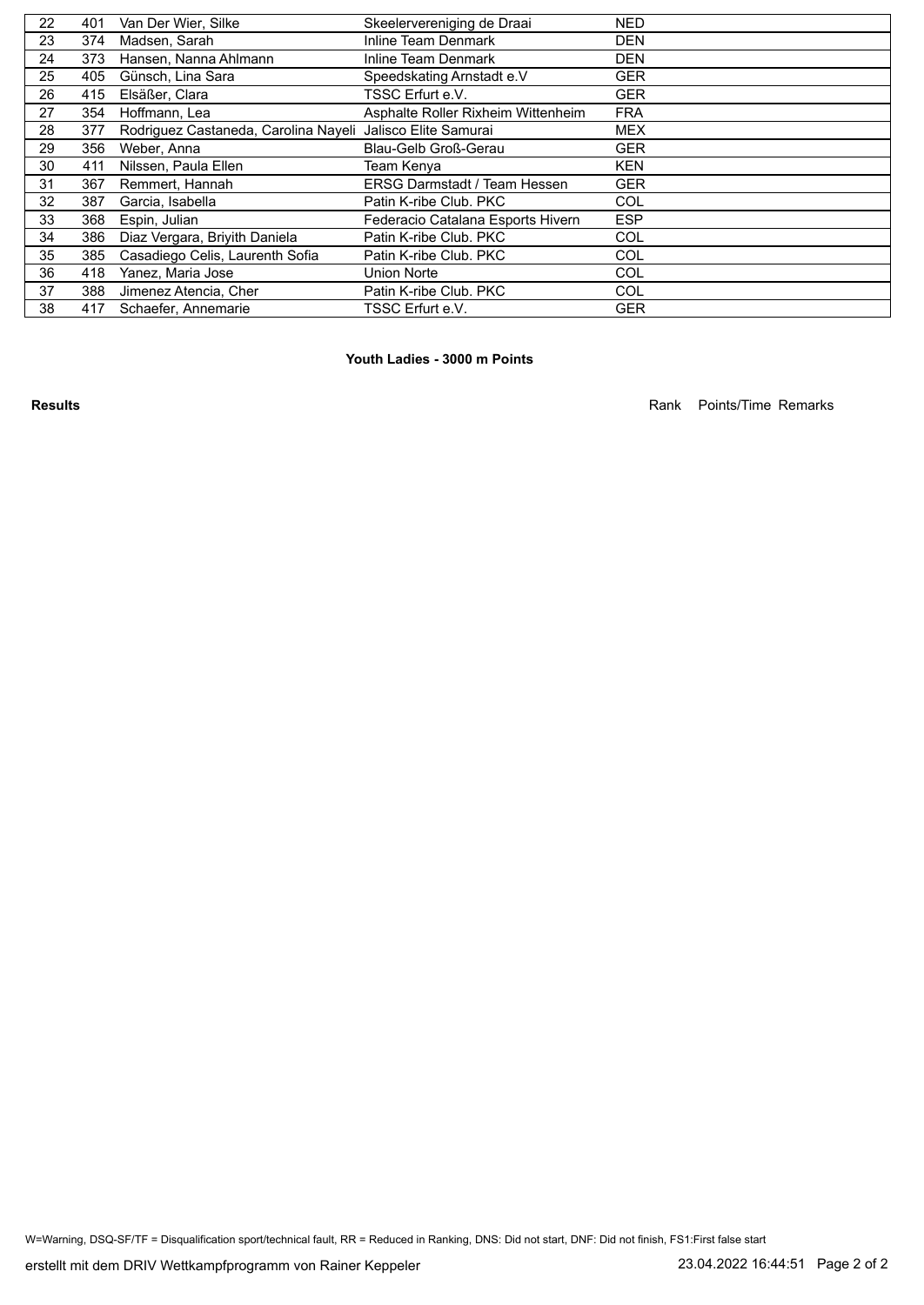| | | | | |
|---|---|---|---|---|
| 22 | 401 | Van Der Wier, Silke | Skeelervereniging de Draai | NED |
| 23 | 374 | Madsen, Sarah | Inline Team Denmark | DEN |
| 24 | 373 | Hansen, Nanna Ahlmann | Inline Team Denmark | DEN |
| 25 | 405 | Günsch, Lina Sara | Speedskating Arnstadt e.V | GER |
| 26 | 415 | Elsäßer, Clara | TSSC Erfurt e.V. | GER |
| 27 | 354 | Hoffmann, Lea | Asphalte Roller Rixheim Wittenheim | FRA |
| 28 | 377 | Rodriguez Castaneda, Carolina Nayeli | Jalisco Elite Samurai | MEX |
| 29 | 356 | Weber, Anna | Blau-Gelb Groß-Gerau | GER |
| 30 | 411 | Nilssen, Paula Ellen | Team Kenya | KEN |
| 31 | 367 | Remmert, Hannah | ERSG Darmstadt / Team Hessen | GER |
| 32 | 387 | Garcia, Isabella | Patin K-ribe Club. PKC | COL |
| 33 | 368 | Espin, Julian | Federacio Catalana Esports Hivern | ESP |
| 34 | 386 | Diaz Vergara, Briyith Daniela | Patin K-ribe Club. PKC | COL |
| 35 | 385 | Casadiego Celis, Laurenth Sofia | Patin K-ribe Club. PKC | COL |
| 36 | 418 | Yanez, Maria Jose | Union Norte | COL |
| 37 | 388 | Jimenez Atencia, Cher | Patin K-ribe Club. PKC | COL |
| 38 | 417 | Schaefer, Annemarie | TSSC Erfurt e.V. | GER |

**Youth Ladies - 3000 m Points**

**Results** Rank Points/Time Remarks

W=Warning, DSQ-SF/TF = Disqualification sport/technical fault, RR = Reduced in Ranking, DNS: Did not start, DNF: Did not finish, FS1:First false start

erstellt mit dem DRIV Wettkampfprogramm von Rainer Keppeler 23.04.2022 16:44:51